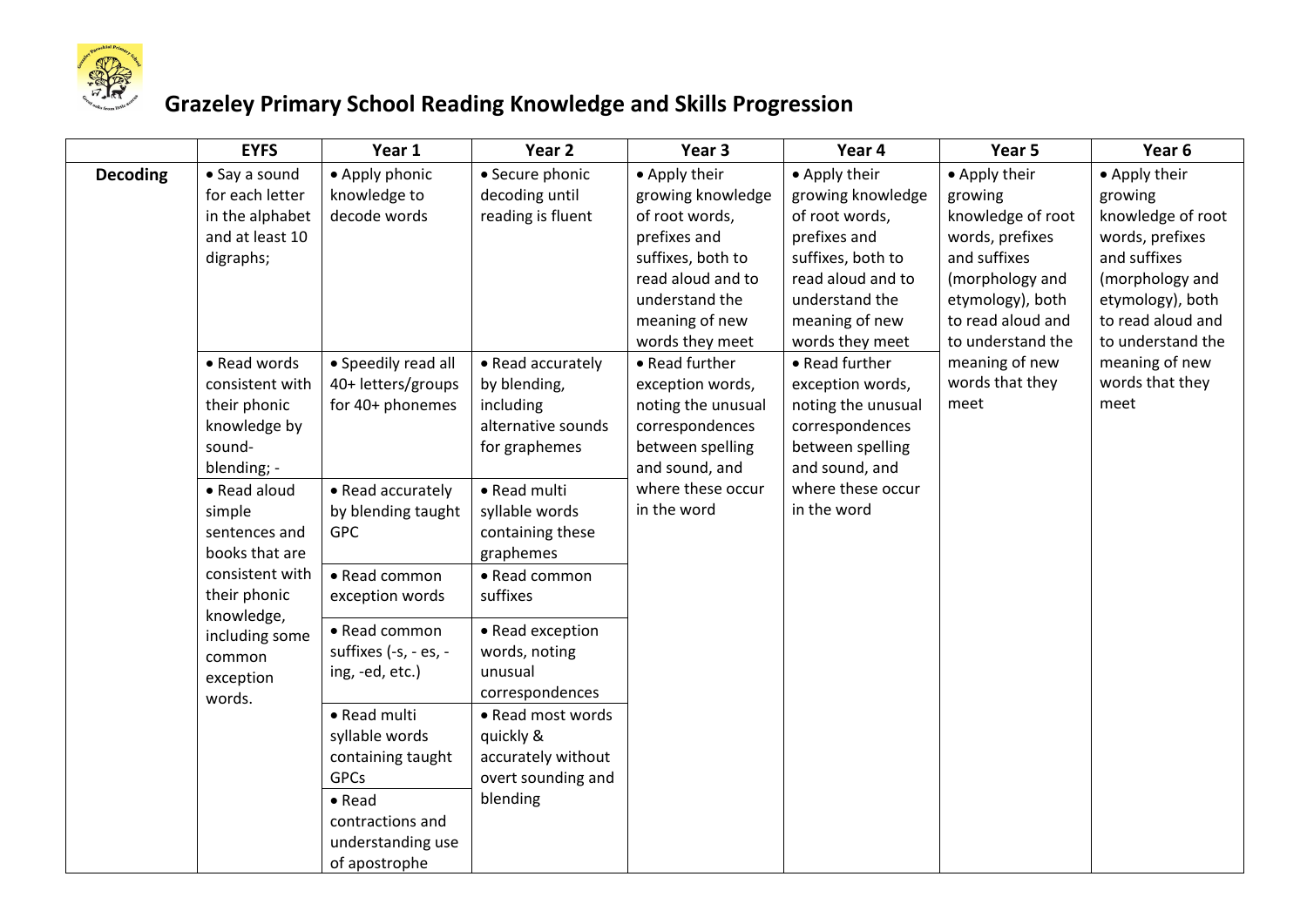# Grazeley Primary School Reading Knowledge and Skills Progression

| | EYFS | Year 1 | Year 2 | Year 3 | Year 4 | Year 5 | Year 6 |
|---|---|---|---|---|---|---|---|
| **Decoding** | • Say a sound for each letter in the alphabet and at least 10 digraphs; | • Apply phonic knowledge to decode words | • Secure phonic decoding until reading is fluent | • Apply their growing knowledge of root words, prefixes and suffixes, both to read aloud and to understand the meaning of new words they meet | • Apply their growing knowledge of root words, prefixes and suffixes, both to read aloud and to understand the meaning of new words they meet | • Apply their growing knowledge of root words, prefixes and suffixes (morphology and etymology), both to read aloud and to understand the meaning of new words that they meet | • Apply their growing knowledge of root words, prefixes and suffixes (morphology and etymology), both to read aloud and to understand the meaning of new words that they meet |
| | • Read words consistent with their phonic knowledge by sound-blending; - | • Speedily read all 40+ letters/groups for 40+ phonemes | • Read accurately by blending, including alternative sounds for graphemes | • Read further exception words, noting the unusual correspondences between spelling and sound, and where these occur in the word | • Read further exception words, noting the unusual correspondences between spelling and sound, and where these occur in the word | | |
| | • Read aloud simple sentences and books that are consistent with their phonic knowledge, including some common exception words. | • Read accurately by blending taught GPC | • Read multi syllable words containing these graphemes | | | | |
| | | • Read common exception words | • Read common suffixes | | | | |
| | | • Read common suffixes (-s, - es, -ing, -ed, etc.) | • Read exception words, noting unusual correspondences | | | | |
| | | • Read multi syllable words containing taught GPCs | • Read most words quickly & accurately without overt sounding and blending | | | | |
| | | • Read contractions and understanding use of apostrophe | | | | | |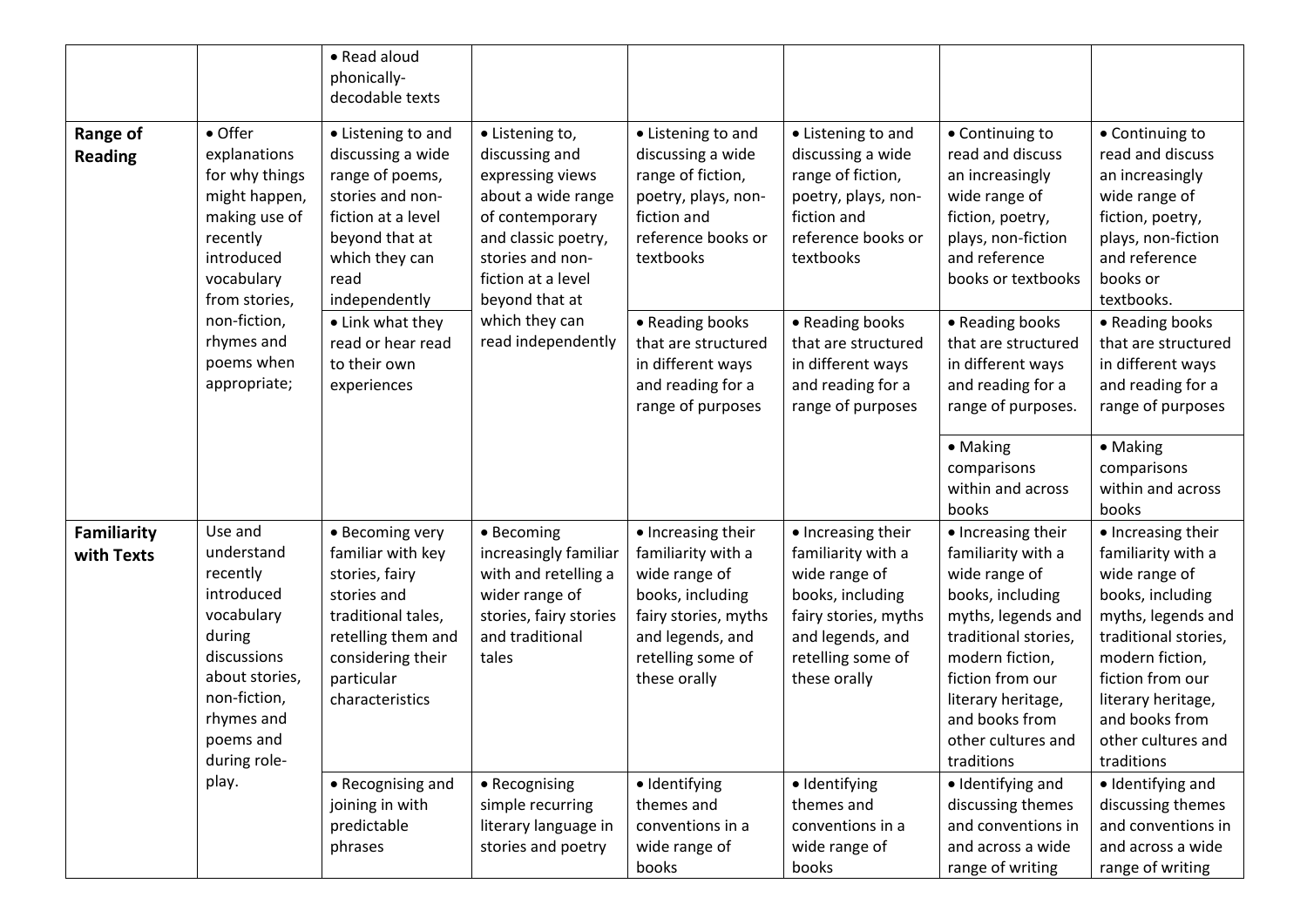| | | • Read aloud phonically-decodable texts | | | | | |
|---|---|---|---|---|---|---|---|
| **Range of Reading** | • Offer explanations for why things might happen, making use of recently introduced vocabulary from stories, non-fiction, rhymes and poems when appropriate; | • Listening to and discussing a wide range of poems, stories and non-fiction at a level beyond that at which they can read independently | • Listening to, discussing and expressing views about a wide range of contemporary and classic poetry, stories and non-fiction at a level beyond that at which they can read independently | • Listening to and discussing a wide range of fiction, poetry, plays, non-fiction and reference books or textbooks | • Listening to and discussing a wide range of fiction, poetry, plays, non-fiction and reference books or textbooks | • Continuing to read and discuss an increasingly wide range of fiction, poetry, plays, non-fiction and reference books or textbooks | • Continuing to read and discuss an increasingly wide range of fiction, poetry, plays, non-fiction and reference books or textbooks. |
| | | • Link what they read or hear read to their own experiences | | • Reading books that are structured in different ways and reading for a range of purposes | • Reading books that are structured in different ways and reading for a range of purposes | • Reading books that are structured in different ways and reading for a range of purposes. | • Reading books that are structured in different ways and reading for a range of purposes |
| | | | | | | • Making comparisons within and across books | • Making comparisons within and across books |
| **Familiarity with Texts** | Use and understand recently introduced vocabulary during discussions about stories, non-fiction, rhymes and poems and during role-play. | • Becoming very familiar with key stories, fairy stories and traditional tales, retelling them and considering their particular characteristics | • Becoming increasingly familiar with and retelling a wider range of stories, fairy stories and traditional tales | • Increasing their familiarity with a wide range of books, including fairy stories, myths and legends, and retelling some of these orally | • Increasing their familiarity with a wide range of books, including fairy stories, myths and legends, and retelling some of these orally | • Increasing their familiarity with a wide range of books, including myths, legends and traditional stories, modern fiction, fiction from our literary heritage, and books from other cultures and traditions | • Increasing their familiarity with a wide range of books, including myths, legends and traditional stories, modern fiction, fiction from our literary heritage, and books from other cultures and traditions |
| | | • Recognising and joining in with predictable phrases | • Recognising simple recurring literary language in stories and poetry | • Identifying themes and conventions in a wide range of books | • Identifying themes and conventions in a wide range of books | • Identifying and discussing themes and conventions in and across a wide range of writing | • Identifying and discussing themes and conventions in and across a wide range of writing |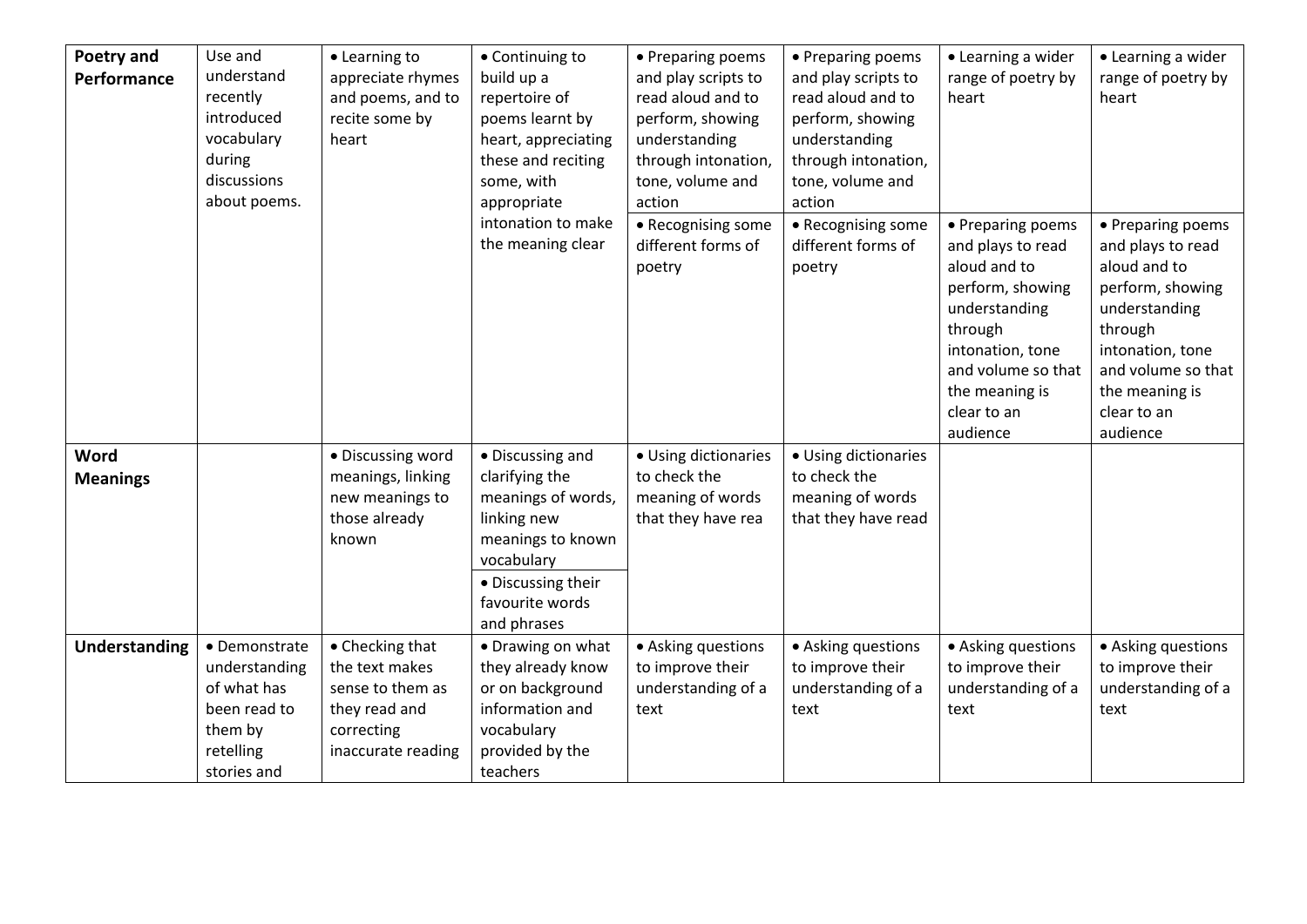| Poetry and Performance | Use and understand recently introduced vocabulary during discussions about poems. | • Learning to appreciate rhymes and poems, and to recite some by heart | • Continuing to build up a repertoire of poems learnt by heart, appreciating these and reciting some, with appropriate intonation to make the meaning clear | • Preparing poems and play scripts to read aloud and to perform, showing understanding through intonation, tone, volume and action | • Preparing poems and play scripts to read aloud and to perform, showing understanding through intonation, tone, volume and action | • Learning a wider range of poetry by heart | • Learning a wider range of poetry by heart |
|---|---|---|---|---|---|---|---|
| | | | | • Recognising some different forms of poetry | • Recognising some different forms of poetry | • Preparing poems and plays to read aloud and to perform, showing understanding through intonation, tone and volume so that the meaning is clear to an audience | • Preparing poems and plays to read aloud and to perform, showing understanding through intonation, tone and volume so that the meaning is clear to an audience |
| **Word Meanings** | | • Discussing word meanings, linking new meanings to those already known | • Discussing and clarifying the meanings of words, linking new meanings to known vocabulary | • Using dictionaries to check the meaning of words that they have rea | • Using dictionaries to check the meaning of words that they have read | | |
| | | | • Discussing their favourite words and phrases | | | | |
| **Understanding** | • Demonstrate understanding of what has been read to them by retelling stories and | • Checking that the text makes sense to them as they read and correcting inaccurate reading | • Drawing on what they already know or on background information and vocabulary provided by the teachers | • Asking questions to improve their understanding of a text | • Asking questions to improve their understanding of a text | • Asking questions to improve their understanding of a text | • Asking questions to improve their understanding of a text |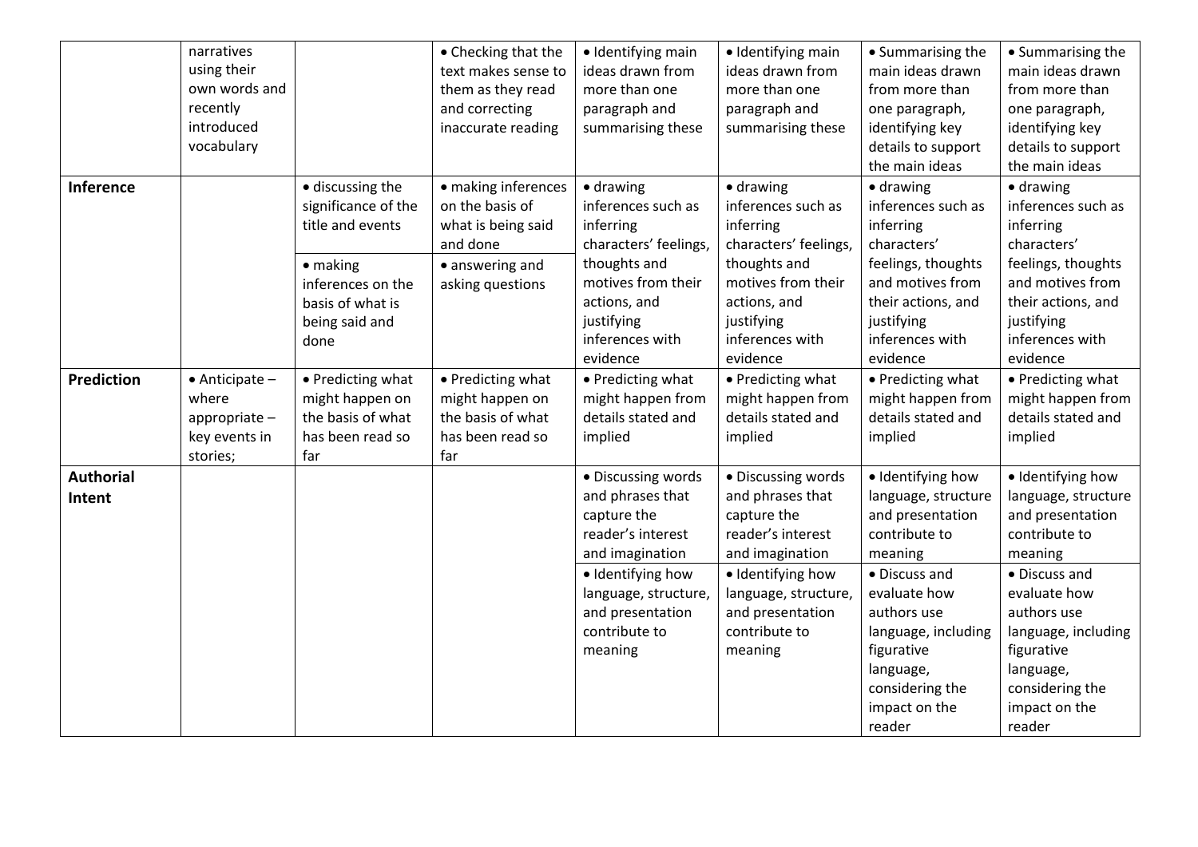| | | | | | | | |
|---|---|---|---|---|---|---|---|
| | narratives using their own words and recently introduced vocabulary | | • Checking that the text makes sense to them as they read and correcting inaccurate reading | • Identifying main ideas drawn from more than one paragraph and summarising these | • Identifying main ideas drawn from more than one paragraph and summarising these | • Summarising the main ideas drawn from more than one paragraph, identifying key details to support the main ideas | • Summarising the main ideas drawn from more than one paragraph, identifying key details to support the main ideas |
| **Inference** | | • discussing the significance of the title and events | • making inferences on the basis of what is being said and done | • drawing inferences such as inferring characters' feelings, thoughts and motives from their actions, and justifying inferences with evidence | • drawing inferences such as inferring characters' feelings, thoughts and motives from their actions, and justifying inferences with evidence | • drawing inferences such as inferring characters' feelings, thoughts and motives from their actions, and justifying inferences with evidence | • drawing inferences such as inferring characters' feelings, thoughts and motives from their actions, and justifying inferences with evidence |
| | | • making inferences on the basis of what is being said and done | • answering and asking questions | | | | |
| **Prediction** | • Anticipate – where appropriate – key events in stories; | • Predicting what might happen on the basis of what has been read so far | • Predicting what might happen on the basis of what has been read so far | • Predicting what might happen from details stated and implied | • Predicting what might happen from details stated and implied | • Predicting what might happen from details stated and implied | • Predicting what might happen from details stated and implied |
| **Authorial Intent** | | | | • Discussing words and phrases that capture the reader's interest and imagination | • Discussing words and phrases that capture the reader's interest and imagination | • Identifying how language, structure and presentation contribute to meaning | • Identifying how language, structure and presentation contribute to meaning |
| | | | | • Identifying how language, structure, and presentation contribute to meaning | • Identifying how language, structure, and presentation contribute to meaning | • Discuss and evaluate how authors use language, including figurative language, considering the impact on the reader | • Discuss and evaluate how authors use language, including figurative language, considering the impact on the reader |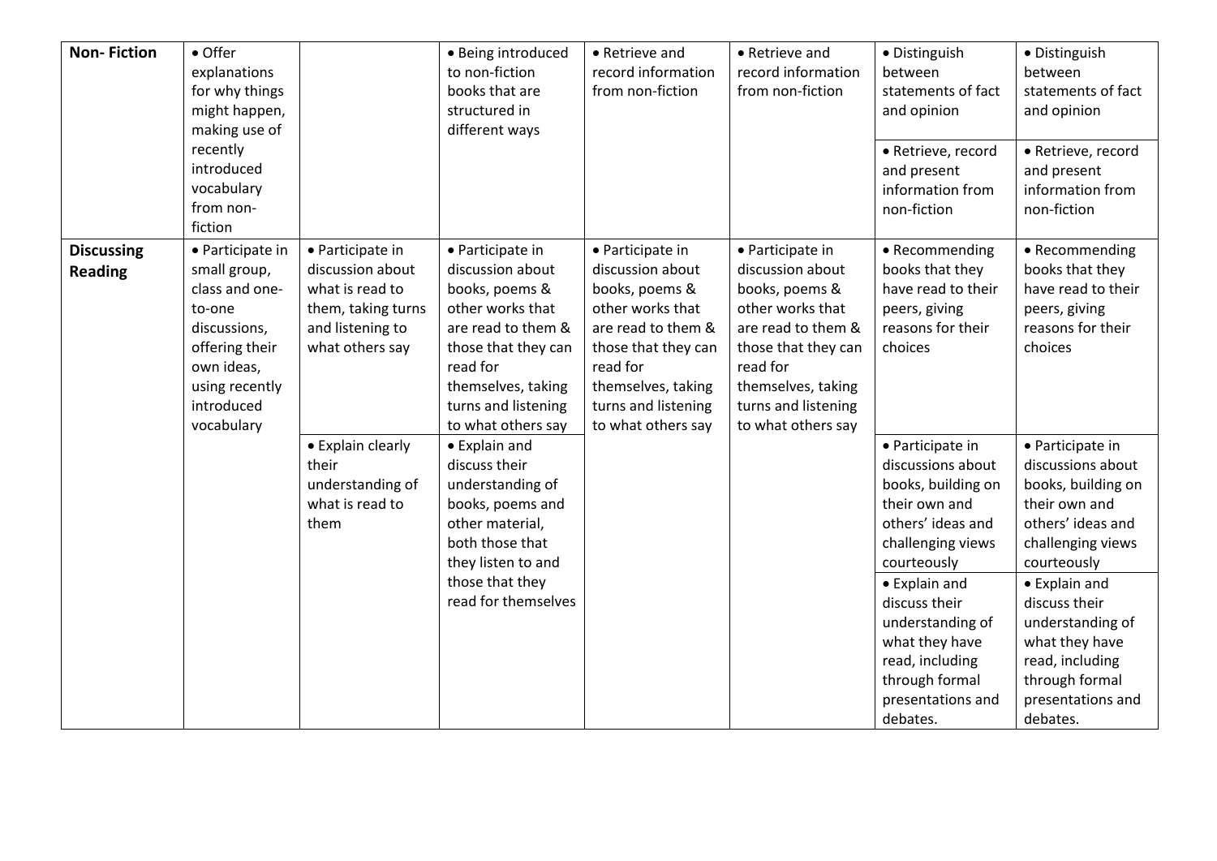| Non- Fiction | • Offer explanations for why things might happen, making use of recently introduced vocabulary from non-fiction | | • Being introduced to non-fiction books that are structured in different ways | • Retrieve and record information from non-fiction | • Retrieve and record information from non-fiction | • Distinguish between statements of fact and opinion | • Distinguish between statements of fact and opinion |
|---|---|---|---|---|---|---|---|
| | | | | | | • Retrieve, record and present information from non-fiction | • Retrieve, record and present information from non-fiction |
| **Discussing Reading** | • Participate in small group, class and one-to-one discussions, offering their own ideas, using recently introduced vocabulary | • Participate in discussion about what is read to them, taking turns and listening to what others say | • Participate in discussion about books, poems & other works that are read to them & those that they can read for themselves, taking turns and listening to what others say | • Participate in discussion about books, poems & other works that are read to them & those that they can read for themselves, taking turns and listening to what others say | • Participate in discussion about books, poems & other works that are read to them & those that they can read for themselves, taking turns and listening to what others say | • Recommending books that they have read to their peers, giving reasons for their choices | • Recommending books that they have read to their peers, giving reasons for their choices |
| | | • Explain clearly their understanding of what is read to them | • Explain and discuss their understanding of books, poems and other material, both those that they listen to and those that they read for themselves | | | • Participate in discussions about books, building on their own and others' ideas and challenging views courteously | • Participate in discussions about books, building on their own and others' ideas and challenging views courteously |
| | | | | | | • Explain and discuss their understanding of what they have read, including through formal presentations and debates. | • Explain and discuss their understanding of what they have read, including through formal presentations and debates. |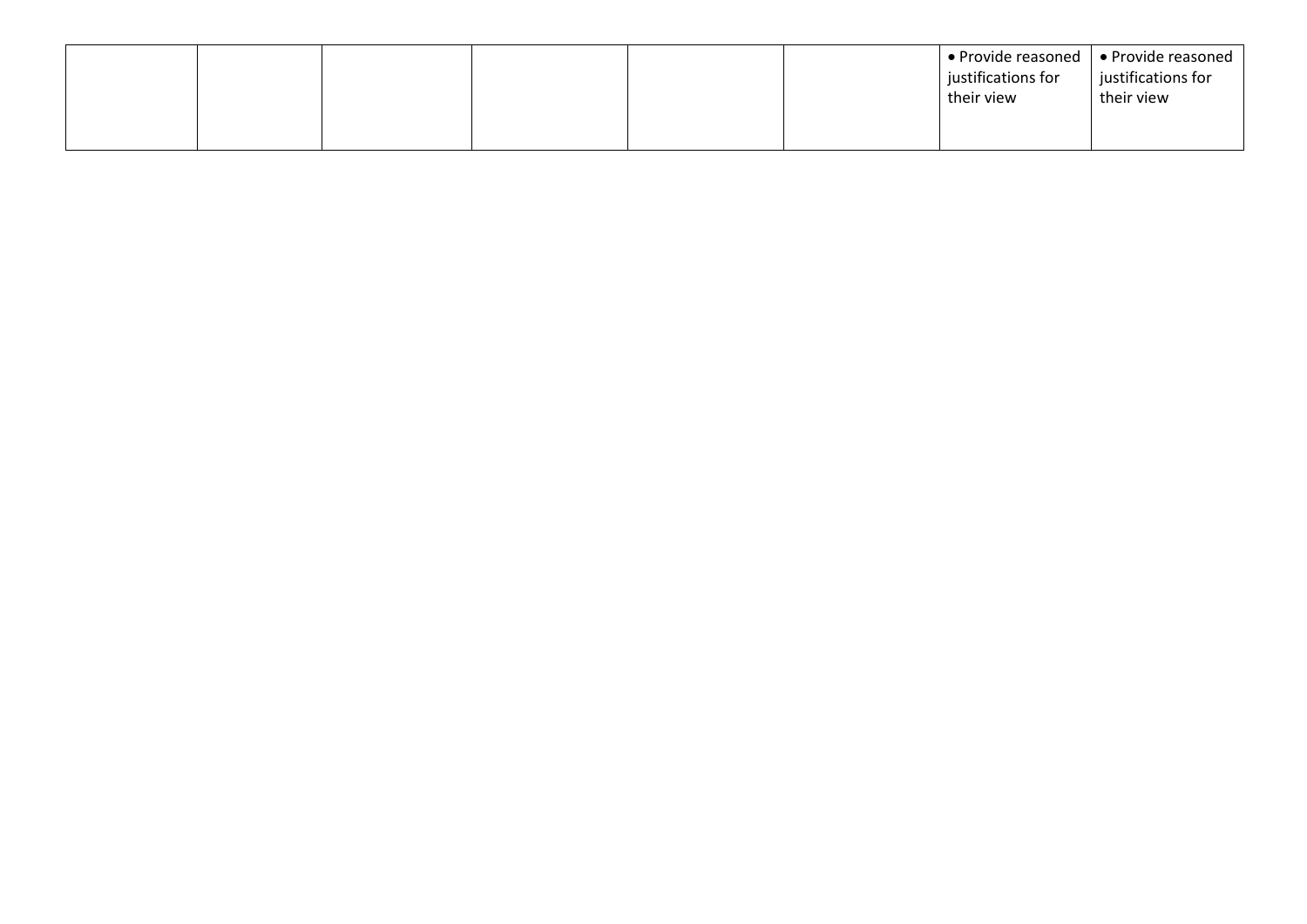| | | | | | | | |
|---|---|---|---|---|---|---|---|
| | | | | | | • Provide reasoned justifications for their view | • Provide reasoned justifications for their view |